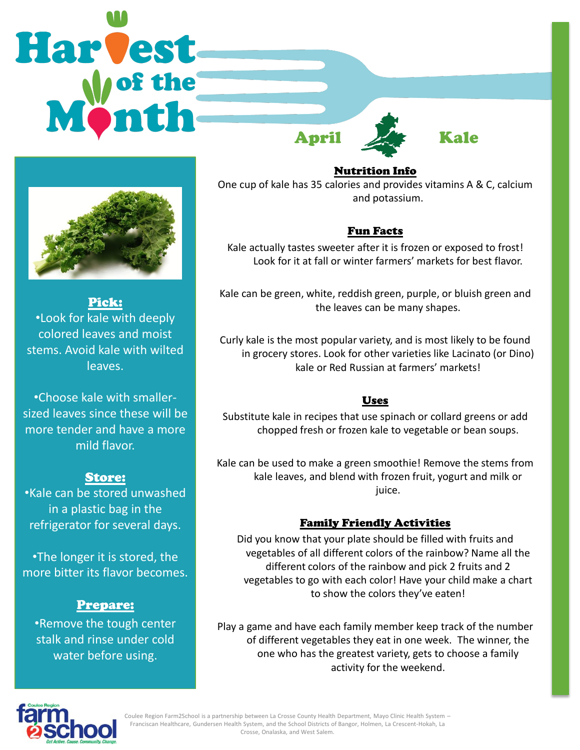# Harvest of the Month

## April — Kale

### Pick:

- Look for kale with deeply colored leaves and moist stems. Avoid kale with wilted leaves.
- Choose kale with smaller-sized leaves since these will be more tender and have a more mild flavor.

### Store:

- Kale can be stored unwashed in a plastic bag in the refrigerator for several days.
- The longer it is stored, the more bitter its flavor becomes.

### Prepare:

- Remove the tough center stalk and rinse under cold water before using.

### Nutrition Info

One cup of kale has 35 calories and provides vitamins A & C, calcium and potassium.

### Fun Facts

Kale actually tastes sweeter after it is frozen or exposed to frost! Look for it at fall or winter farmers' markets for best flavor.

Kale can be green, white, reddish green, purple, or bluish green and the leaves can be many shapes.

Curly kale is the most popular variety, and is most likely to be found in grocery stores. Look for other varieties like Lacinato (or Dino) kale or Red Russian at farmers' markets!

### Uses

Substitute kale in recipes that use spinach or collard greens or add chopped fresh or frozen kale to vegetable or bean soups.

Kale can be used to make a green smoothie! Remove the stems from kale leaves, and blend with frozen fruit, yogurt and milk or juice.

### Family Friendly Activities

Did you know that your plate should be filled with fruits and vegetables of all different colors of the rainbow? Name all the different colors of the rainbow and pick 2 fruits and 2 vegetables to go with each color! Have your child make a chart to show the colors they've eaten!

Play a game and have each family member keep track of the number of different vegetables they eat in one week. The winner, the one who has the greatest variety, gets to choose a family activity for the weekend.

Coulee Region farm 2 school — Get Active. Cause. Community. Change.

Coulee Region Farm2School is a partnership between La Crosse County Health Department, Mayo Clinic Health System – Franciscan Healthcare, Gundersen Health System, and the School Districts of Bangor, Holmen, La Crescent-Hokah, La Crosse, Onalaska, and West Salem.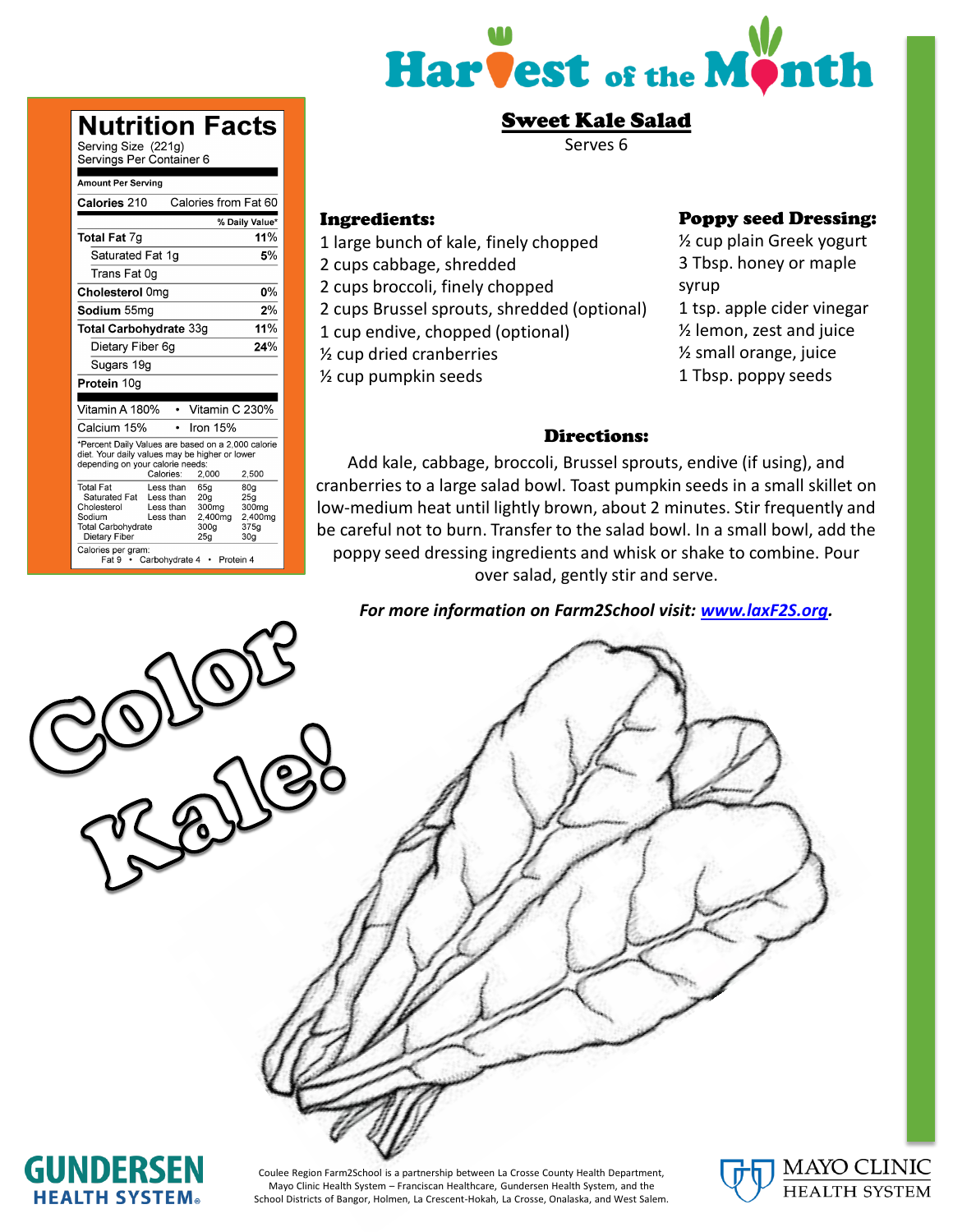# Harvest of the Month

## Sweet Kale Salad

Serves 6

### Nutrition Facts

Serving Size (221g)
Servings Per Container 6

| Amount Per Serving | |
|---|---|
| **Calories** 210 | Calories from Fat 60 |
| | % Daily Value* |
| **Total Fat** 7g | 11% |
| Saturated Fat 1g | 5% |
| Trans Fat 0g | |
| **Cholesterol** 0mg | 0% |
| **Sodium** 55mg | 2% |
| **Total Carbohydrate** 33g | 11% |
| Dietary Fiber 6g | 24% |
| Sugars 19g | |
| **Protein** 10g | |

Vitamin A 180% • Vitamin C 230%
Calcium 15% • Iron 15%

*Percent Daily Values are based on a 2,000 calorie diet. Your daily values may be higher or lower depending on your calorie needs:

| | Calories: | 2,000 | 2,500 |
|---|---|---|---|
| Total Fat | Less than | 65g | 80g |
| Saturated Fat | Less than | 20g | 25g |
| Cholesterol | Less than | 300mg | 300mg |
| Sodium | Less than | 2,400mg | 2,400mg |
| Total Carbohydrate | | 300g | 375g |
| Dietary Fiber | | 25g | 30g |

Calories per gram:
Fat 9 • Carbohydrate 4 • Protein 4

### Ingredients:

1 large bunch of kale, finely chopped
2 cups cabbage, shredded
2 cups broccoli, finely chopped
2 cups Brussel sprouts, shredded (optional)
1 cup endive, chopped (optional)
½ cup dried cranberries
½ cup pumpkin seeds

### Poppy seed Dressing:

½ cup plain Greek yogurt
3 Tbsp. honey or maple syrup
1 tsp. apple cider vinegar
½ lemon, zest and juice
½ small orange, juice
1 Tbsp. poppy seeds

### Directions:

Add kale, cabbage, broccoli, Brussel sprouts, endive (if using), and cranberries to a large salad bowl. Toast pumpkin seeds in a small skillet on low-medium heat until lightly brown, about 2 minutes. Stir frequently and be careful not to burn. Transfer to the salad bowl. In a small bowl, add the poppy seed dressing ingredients and whisk or shake to combine. Pour over salad, gently stir and serve.

***For more information on Farm2School visit: [www.laxF2S.org](www.laxF2S.org).***

Color Kale!

GUNDERSEN HEALTH SYSTEM®

Coulee Region Farm2School is a partnership between La Crosse County Health Department, Mayo Clinic Health System – Franciscan Healthcare, Gundersen Health System, and the School Districts of Bangor, Holmen, La Crescent-Hokah, La Crosse, Onalaska, and West Salem.

MAYO CLINIC HEALTH SYSTEM